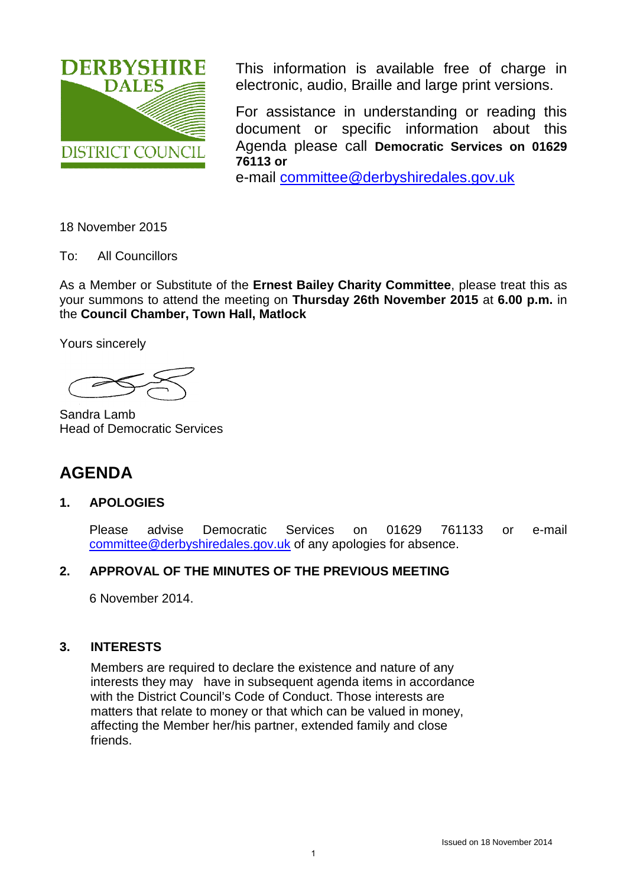DERBYSHIRE DALES DISTRICT COUNCIL

This information is available free of charge in electronic, audio, Braille and large print versions.

For assistance in understanding or reading this document or specific information about this Agenda please call **Democratic Services on 01629 76113 or** e-mail committee@derbyshiredales.gov.uk

18 November 2015

To: All Councillors

As a Member or Substitute of the **Ernest Bailey Charity Committee**, please treat this as your summons to attend the meeting on **Thursday 26th November 2015** at **6.00 p.m.** in the **Council Chamber, Town Hall, Matlock**

Yours sincerely

Sandra Lamb
Head of Democratic Services

# AGENDA

## 1. APOLOGIES

Please advise Democratic Services on 01629 761133 or e-mail committee@derbyshiredales.gov.uk of any apologies for absence.

## 2. APPROVAL OF THE MINUTES OF THE PREVIOUS MEETING

6 November 2014.

## 3. INTERESTS

Members are required to declare the existence and nature of any interests they may have in subsequent agenda items in accordance with the District Council's Code of Conduct. Those interests are matters that relate to money or that which can be valued in money, affecting the Member her/his partner, extended family and close friends.

Issued on 18 November 2014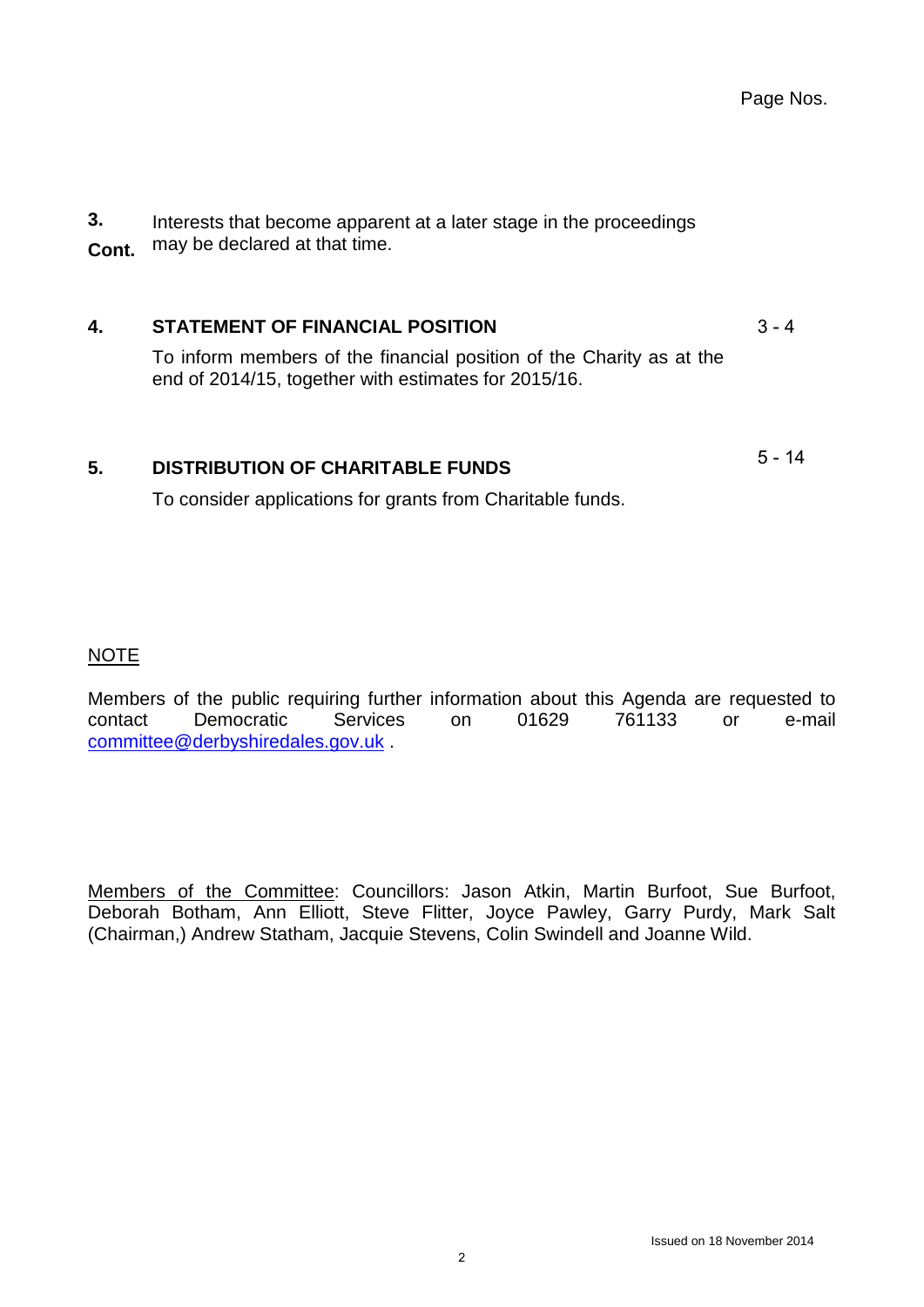Page Nos.

**3. Cont.** Interests that become apparent at a later stage in the proceedings may be declared at that time.

**4. STATEMENT OF FINANCIAL POSITION** 3 - 4

To inform members of the financial position of the Charity as at the end of 2014/15, together with estimates for 2015/16.

**5. DISTRIBUTION OF CHARITABLE FUNDS** 5 - 14

To consider applications for grants from Charitable funds.

NOTE

Members of the public requiring further information about this Agenda are requested to contact Democratic Services on 01629 761133 or e-mail committee@derbyshiredales.gov.uk .

Members of the Committee: Councillors: Jason Atkin, Martin Burfoot, Sue Burfoot, Deborah Botham, Ann Elliott, Steve Flitter, Joyce Pawley, Garry Purdy, Mark Salt (Chairman,) Andrew Statham, Jacquie Stevens, Colin Swindell and Joanne Wild.

Issued on 18 November 2014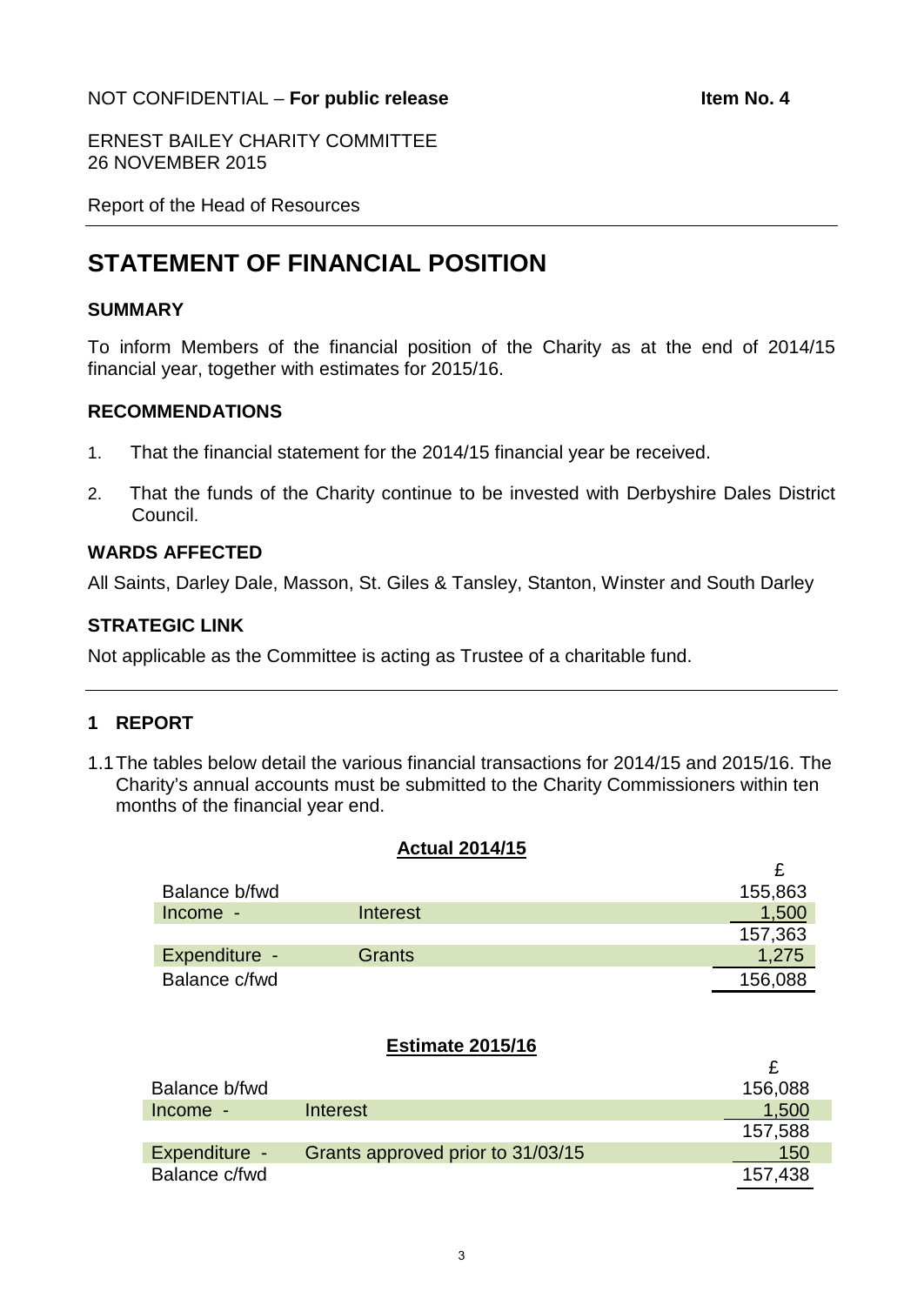NOT CONFIDENTIAL – **For public release** **Item No. 4**

ERNEST BAILEY CHARITY COMMITTEE
26 NOVEMBER 2015

Report of the Head of Resources

# STATEMENT OF FINANCIAL POSITION

## SUMMARY

To inform Members of the financial position of the Charity as at the end of 2014/15 financial year, together with estimates for 2015/16.

## RECOMMENDATIONS

1. That the financial statement for the 2014/15 financial year be received.

2. That the funds of the Charity continue to be invested with Derbyshire Dales District Council.

## WARDS AFFECTED

All Saints, Darley Dale, Masson, St. Giles & Tansley, Stanton, Winster and South Darley

## STRATEGIC LINK

Not applicable as the Committee is acting as Trustee of a charitable fund.

## 1 REPORT

1.1 The tables below detail the various financial transactions for 2014/15 and 2015/16. The Charity's annual accounts must be submitted to the Charity Commissioners within ten months of the financial year end.

**Actual 2014/15**

| | | £ |
|---|---|---|
| Balance b/fwd | | 155,863 |
| Income - | Interest | 1,500 |
| | | 157,363 |
| Expenditure - | Grants | 1,275 |
| Balance c/fwd | | 156,088 |

**Estimate 2015/16**

| | | £ |
|---|---|---|
| Balance b/fwd | | 156,088 |
| Income - | Interest | 1,500 |
| | | 157,588 |
| Expenditure - | Grants approved prior to 31/03/15 | 150 |
| Balance c/fwd | | 157,438 |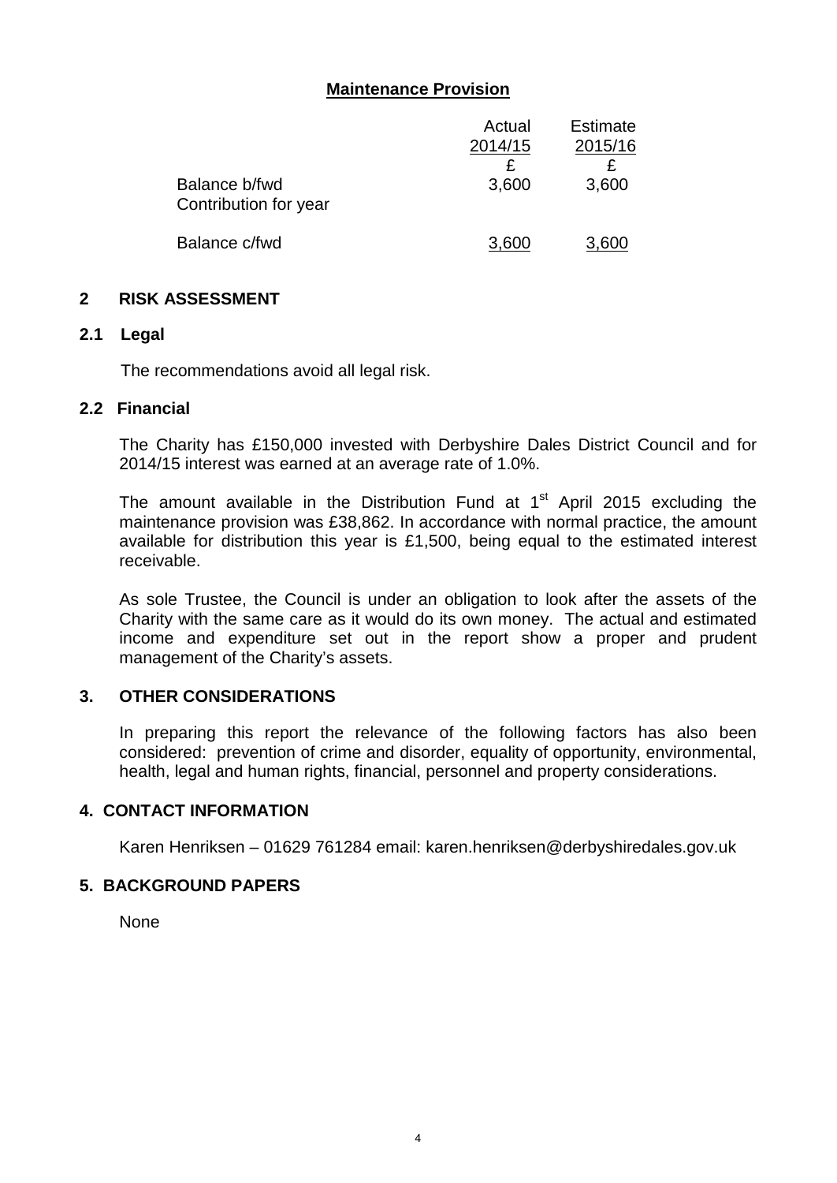**Maintenance Provision**

| | Actual 2014/15 | Estimate 2015/16 |
|---|---|---|
| | £ | £ |
| Balance b/fwd | 3,600 | 3,600 |
| Contribution for year | | |
| Balance c/fwd | 3,600 | 3,600 |

## 2 RISK ASSESSMENT

### 2.1 Legal

The recommendations avoid all legal risk.

### 2.2 Financial

The Charity has £150,000 invested with Derbyshire Dales District Council and for 2014/15 interest was earned at an average rate of 1.0%.

The amount available in the Distribution Fund at 1st April 2015 excluding the maintenance provision was £38,862. In accordance with normal practice, the amount available for distribution this year is £1,500, being equal to the estimated interest receivable.

As sole Trustee, the Council is under an obligation to look after the assets of the Charity with the same care as it would do its own money. The actual and estimated income and expenditure set out in the report show a proper and prudent management of the Charity's assets.

## 3. OTHER CONSIDERATIONS

In preparing this report the relevance of the following factors has also been considered: prevention of crime and disorder, equality of opportunity, environmental, health, legal and human rights, financial, personnel and property considerations.

## 4. CONTACT INFORMATION

Karen Henriksen – 01629 761284 email: karen.henriksen@derbyshiredales.gov.uk

## 5. BACKGROUND PAPERS

None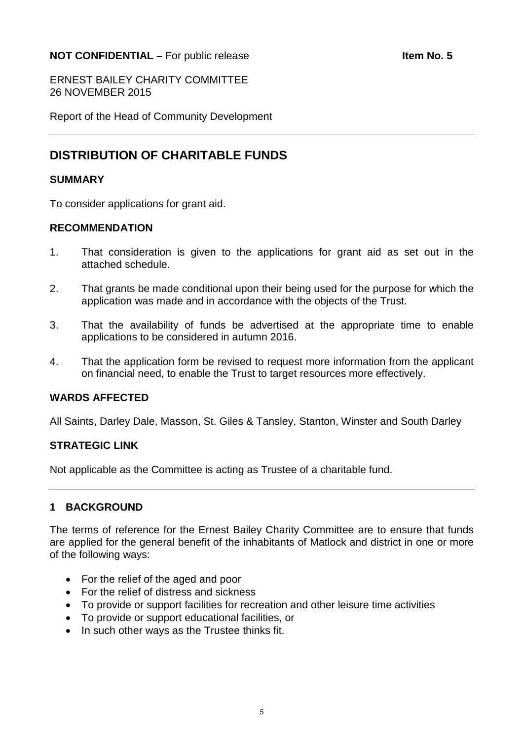**NOT CONFIDENTIAL –** For public release **Item No. 5**

ERNEST BAILEY CHARITY COMMITTEE
26 NOVEMBER 2015

Report of the Head of Community Development

---

# DISTRIBUTION OF CHARITABLE FUNDS

## SUMMARY

To consider applications for grant aid.

## RECOMMENDATION

1. That consideration is given to the applications for grant aid as set out in the attached schedule.

2. That grants be made conditional upon their being used for the purpose for which the application was made and in accordance with the objects of the Trust.

3. That the availability of funds be advertised at the appropriate time to enable applications to be considered in autumn 2016.

4. That the application form be revised to request more information from the applicant on financial need, to enable the Trust to target resources more effectively.

## WARDS AFFECTED

All Saints, Darley Dale, Masson, St. Giles & Tansley, Stanton, Winster and South Darley

## STRATEGIC LINK

Not applicable as the Committee is acting as Trustee of a charitable fund.

---

## 1 BACKGROUND

The terms of reference for the Ernest Bailey Charity Committee are to ensure that funds are applied for the general benefit of the inhabitants of Matlock and district in one or more of the following ways:

- For the relief of the aged and poor
- For the relief of distress and sickness
- To provide or support facilities for recreation and other leisure time activities
- To provide or support educational facilities, or
- In such other ways as the Trustee thinks fit.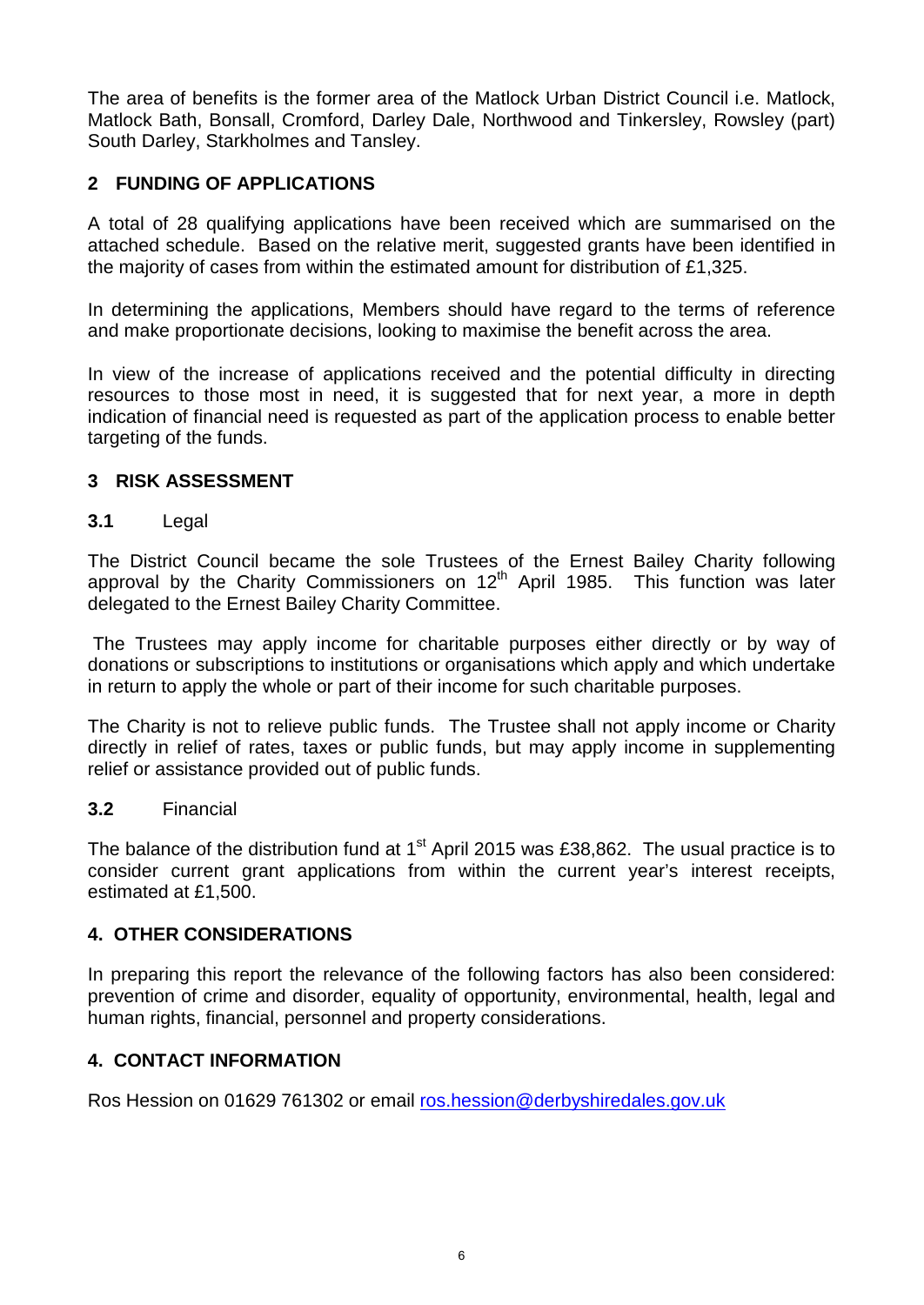The area of benefits is the former area of the Matlock Urban District Council i.e. Matlock, Matlock Bath, Bonsall, Cromford, Darley Dale, Northwood and Tinkersley, Rowsley (part) South Darley, Starkholmes and Tansley.

## 2 FUNDING OF APPLICATIONS

A total of 28 qualifying applications have been received which are summarised on the attached schedule. Based on the relative merit, suggested grants have been identified in the majority of cases from within the estimated amount for distribution of £1,325.

In determining the applications, Members should have regard to the terms of reference and make proportionate decisions, looking to maximise the benefit across the area.

In view of the increase of applications received and the potential difficulty in directing resources to those most in need, it is suggested that for next year, a more in depth indication of financial need is requested as part of the application process to enable better targeting of the funds.

## 3 RISK ASSESSMENT

### 3.1 Legal

The District Council became the sole Trustees of the Ernest Bailey Charity following approval by the Charity Commissioners on 12th April 1985. This function was later delegated to the Ernest Bailey Charity Committee.

The Trustees may apply income for charitable purposes either directly or by way of donations or subscriptions to institutions or organisations which apply and which undertake in return to apply the whole or part of their income for such charitable purposes.

The Charity is not to relieve public funds. The Trustee shall not apply income or Charity directly in relief of rates, taxes or public funds, but may apply income in supplementing relief or assistance provided out of public funds.

### 3.2 Financial

The balance of the distribution fund at 1st April 2015 was £38,862. The usual practice is to consider current grant applications from within the current year's interest receipts, estimated at £1,500.

## 4. OTHER CONSIDERATIONS

In preparing this report the relevance of the following factors has also been considered: prevention of crime and disorder, equality of opportunity, environmental, health, legal and human rights, financial, personnel and property considerations.

## 4. CONTACT INFORMATION

Ros Hession on 01629 761302 or email ros.hession@derbyshiredales.gov.uk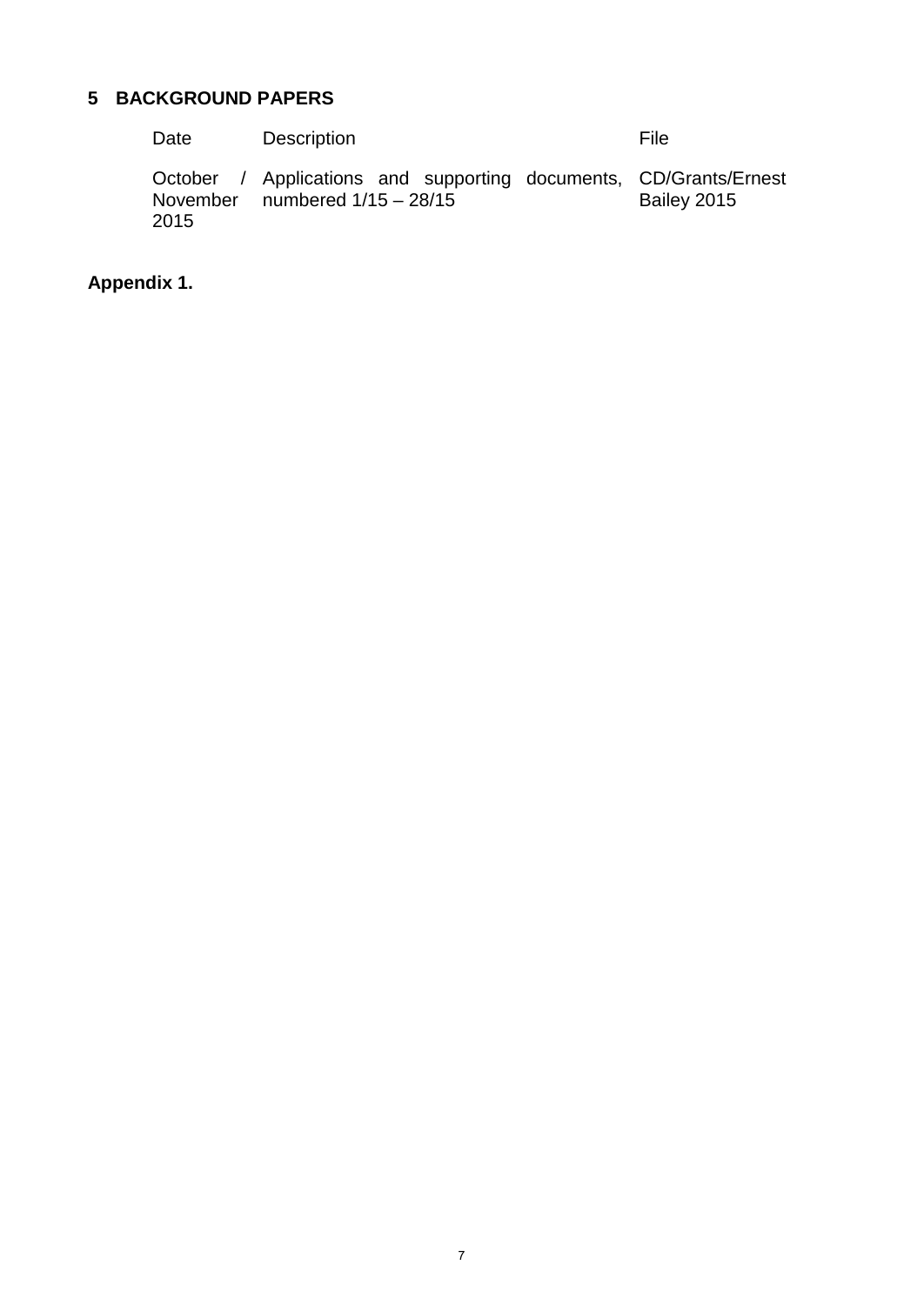## 5 BACKGROUND PAPERS

| Date | Description | File |
| --- | --- | --- |
| October / November 2015 | Applications and supporting documents, numbered 1/15 – 28/15 | CD/Grants/Ernest Bailey 2015 |

**Appendix 1.**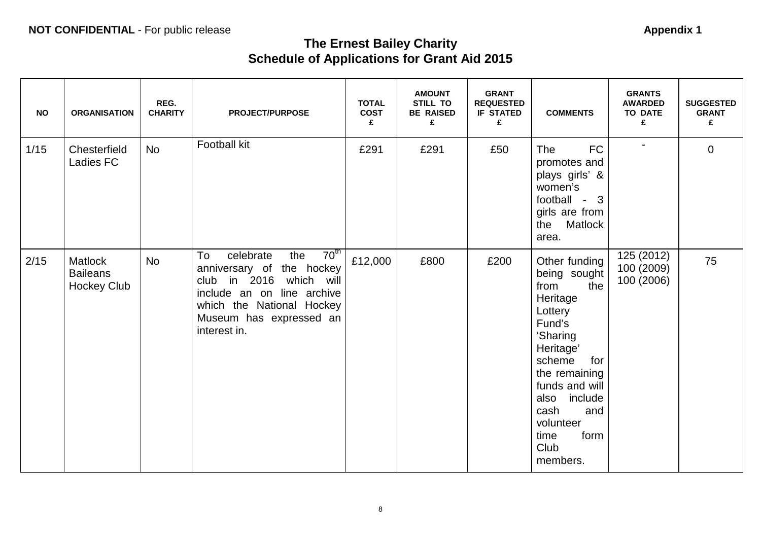**NOT CONFIDENTIAL** - For public release **Appendix 1**

# The Ernest Bailey Charity
## Schedule of Applications for Grant Aid 2015

| NO | ORGANISATION | REG. CHARITY | PROJECT/PURPOSE | TOTAL COST £ | AMOUNT STILL TO BE RAISED £ | GRANT REQUESTED IF STATED £ | COMMENTS | GRANTS AWARDED TO DATE £ | SUGGESTED GRANT £ |
|---|---|---|---|---|---|---|---|---|---|
| 1/15 | Chesterfield Ladies FC | No | Football kit | £291 | £291 | £50 | The FC promotes and plays girls' & women's football - 3 girls are from the Matlock area. | - | 0 |
| 2/15 | Matlock Baileans Hockey Club | No | To celebrate the 70th anniversary of the hockey club in 2016 which will include an on line archive which the National Hockey Museum has expressed an interest in. | £12,000 | £800 | £200 | Other funding being sought from the Heritage Lottery Fund's 'Sharing Heritage' scheme for the remaining funds and will also include cash and volunteer time form Club members. | 125 (2012)<br>100 (2009)<br>100 (2006) | 75 |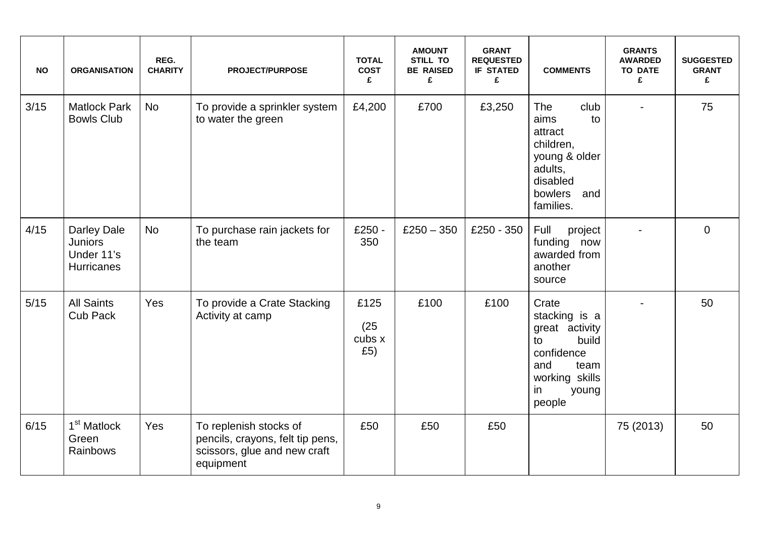| NO | ORGANISATION | REG. CHARITY | PROJECT/PURPOSE | TOTAL COST £ | AMOUNT STILL TO BE RAISED £ | GRANT REQUESTED IF STATED £ | COMMENTS | GRANTS AWARDED TO DATE £ | SUGGESTED GRANT £ |
|---|---|---|---|---|---|---|---|---|---|
| 3/15 | Matlock Park Bowls Club | No | To provide a sprinkler system to water the green | £4,200 | £700 | £3,250 | The club aims to attract children, young & older adults, disabled bowlers and families. | - | 75 |
| 4/15 | Darley Dale Juniors Under 11's Hurricanes | No | To purchase rain jackets for the team | £250 - 350 | £250 – 350 | £250 - 350 | Full project funding now awarded from another source | - | 0 |
| 5/15 | All Saints Cub Pack | Yes | To provide a Crate Stacking Activity at camp | £125 (25 cubs x £5) | £100 | £100 | Crate stacking is a great activity to build confidence and team working skills in young people | - | 50 |
| 6/15 | 1st Matlock Green Rainbows | Yes | To replenish stocks of pencils, crayons, felt tip pens, scissors, glue and new craft equipment | £50 | £50 | £50 | | 75 (2013) | 50 |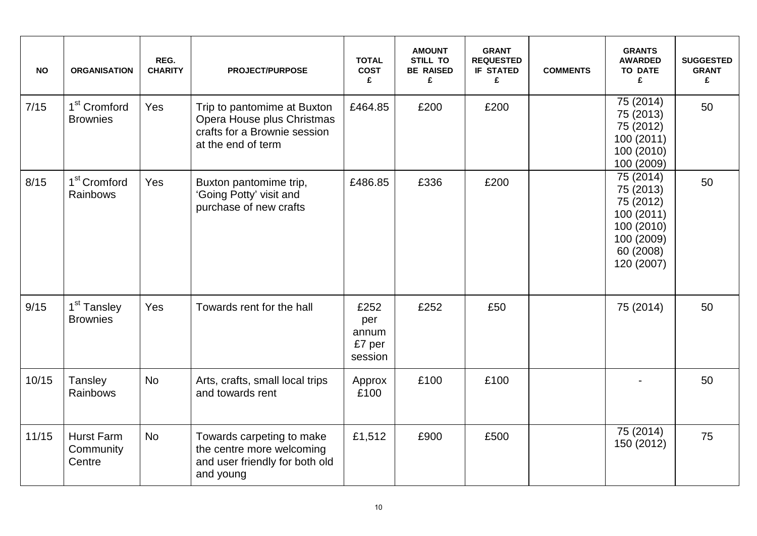| NO | ORGANISATION | REG. CHARITY | PROJECT/PURPOSE | TOTAL COST £ | AMOUNT STILL TO BE RAISED £ | GRANT REQUESTED IF STATED £ | COMMENTS | GRANTS AWARDED TO DATE £ | SUGGESTED GRANT £ |
|---|---|---|---|---|---|---|---|---|---|
| 7/15 | 1st Cromford Brownies | Yes | Trip to pantomime at Buxton Opera House plus Christmas crafts for a Brownie session at the end of term | £464.85 | £200 | £200 | | 75 (2014) 75 (2013) 75 (2012) 100 (2011) 100 (2010) 100 (2009) | 50 |
| 8/15 | 1st Cromford Rainbows | Yes | Buxton pantomime trip, 'Going Potty' visit and purchase of new crafts | £486.85 | £336 | £200 | | 75 (2014) 75 (2013) 75 (2012) 100 (2011) 100 (2010) 100 (2009) 60 (2008) 120 (2007) | 50 |
| 9/15 | 1st Tansley Brownies | Yes | Towards rent for the hall | £252 per annum £7 per session | £252 | £50 | | 75 (2014) | 50 |
| 10/15 | Tansley Rainbows | No | Arts, crafts, small local trips and towards rent | Approx £100 | £100 | £100 | | - | 50 |
| 11/15 | Hurst Farm Community Centre | No | Towards carpeting to make the centre more welcoming and user friendly for both old and young | £1,512 | £900 | £500 | | 75 (2014) 150 (2012) | 75 |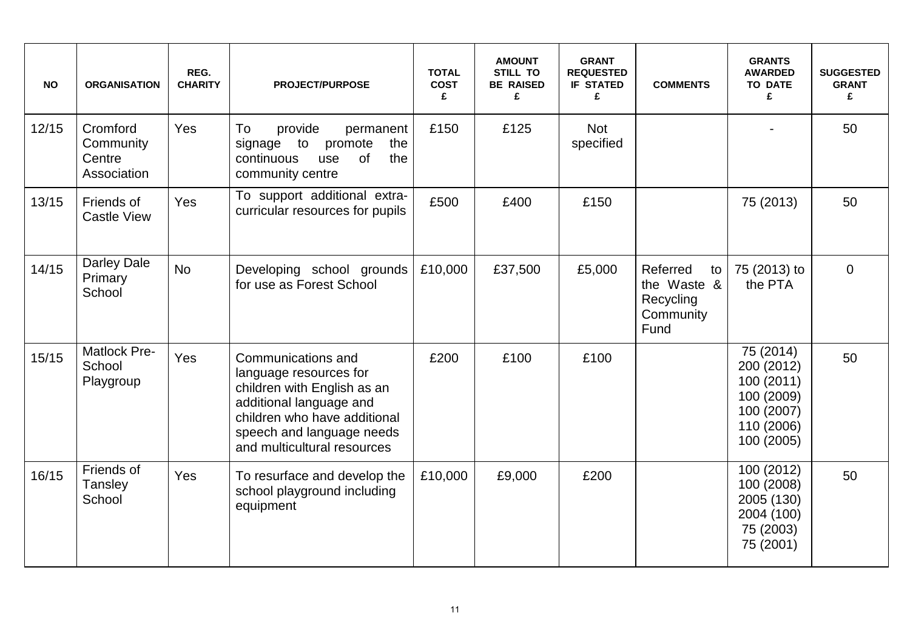| NO | ORGANISATION | REG. CHARITY | PROJECT/PURPOSE | TOTAL COST £ | AMOUNT STILL TO BE RAISED £ | GRANT REQUESTED IF STATED £ | COMMENTS | GRANTS AWARDED TO DATE £ | SUGGESTED GRANT £ |
|---|---|---|---|---|---|---|---|---|---|
| 12/15 | Cromford Community Centre Association | Yes | To provide permanent signage to promote the continuous use of the community centre | £150 | £125 | Not specified | | - | 50 |
| 13/15 | Friends of Castle View | Yes | To support additional extra-curricular resources for pupils | £500 | £400 | £150 | | 75 (2013) | 50 |
| 14/15 | Darley Dale Primary School | No | Developing school grounds for use as Forest School | £10,000 | £37,500 | £5,000 | Referred to the Waste & Recycling Community Fund | 75 (2013) to the PTA | 0 |
| 15/15 | Matlock Pre-School Playgroup | Yes | Communications and language resources for children with English as an additional language and children who have additional speech and language needs and multicultural resources | £200 | £100 | £100 | | 75 (2014)<br>200 (2012)<br>100 (2011)<br>100 (2009)<br>100 (2007)<br>110 (2006)<br>100 (2005) | 50 |
| 16/15 | Friends of Tansley School | Yes | To resurface and develop the school playground including equipment | £10,000 | £9,000 | £200 | | 100 (2012)<br>100 (2008)<br>2005 (130)<br>2004 (100)<br>75 (2003)<br>75 (2001) | 50 |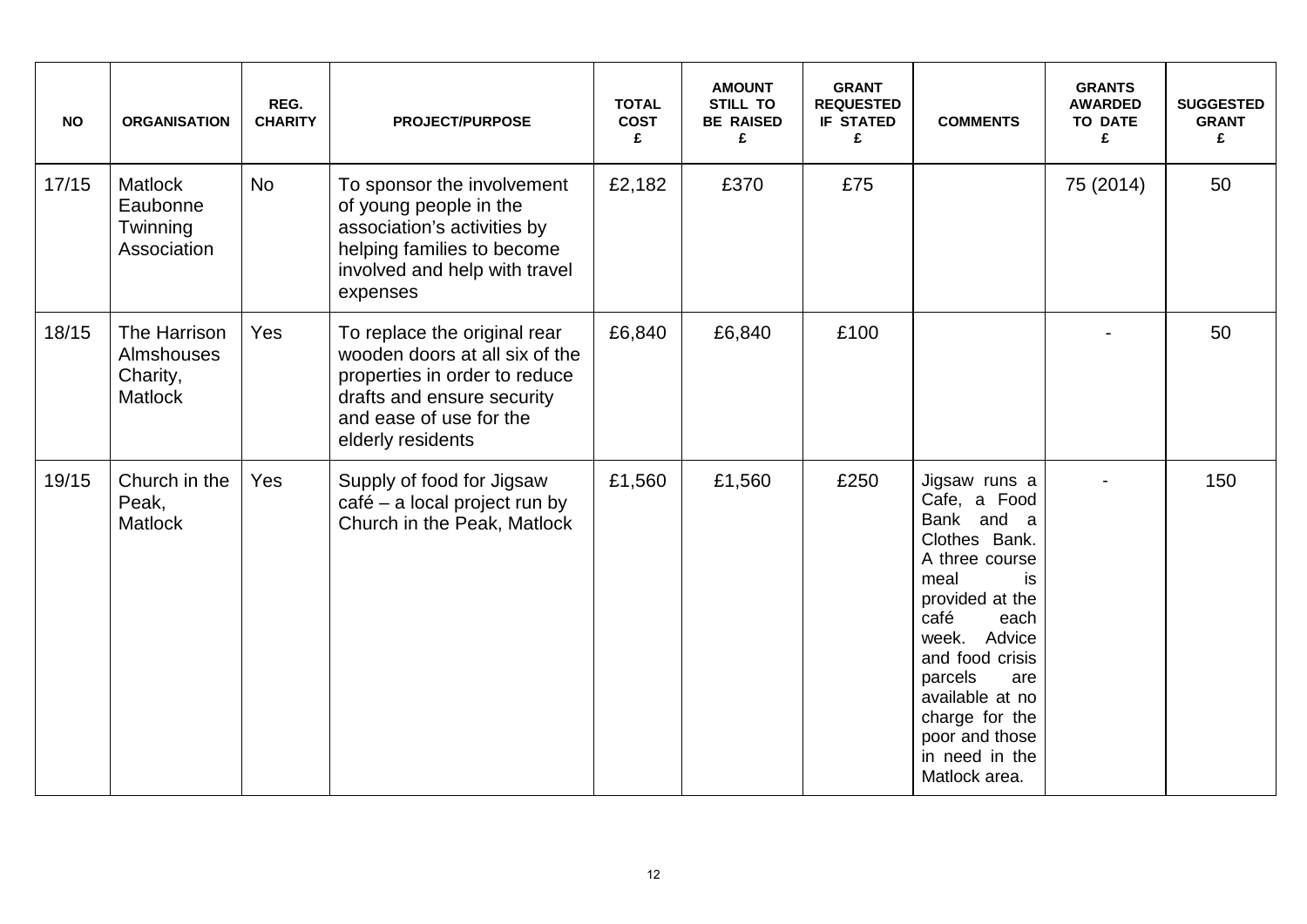| NO | ORGANISATION | REG. CHARITY | PROJECT/PURPOSE | TOTAL COST £ | AMOUNT STILL TO BE RAISED £ | GRANT REQUESTED IF STATED £ | COMMENTS | GRANTS AWARDED TO DATE £ | SUGGESTED GRANT £ |
|---|---|---|---|---|---|---|---|---|---|
| 17/15 | Matlock Eaubonne Twinning Association | No | To sponsor the involvement of young people in the association's activities by helping families to become involved and help with travel expenses | £2,182 | £370 | £75 | | 75 (2014) | 50 |
| 18/15 | The Harrison Almshouses Charity, Matlock | Yes | To replace the original rear wooden doors at all six of the properties in order to reduce drafts and ensure security and ease of use for the elderly residents | £6,840 | £6,840 | £100 | | - | 50 |
| 19/15 | Church in the Peak, Matlock | Yes | Supply of food for Jigsaw café – a local project run by Church in the Peak, Matlock | £1,560 | £1,560 | £250 | Jigsaw runs a Cafe, a Food Bank and a Clothes Bank. A three course meal is provided at the café each week. Advice and food crisis parcels are available at no charge for the poor and those in need in the Matlock area. | - | 150 |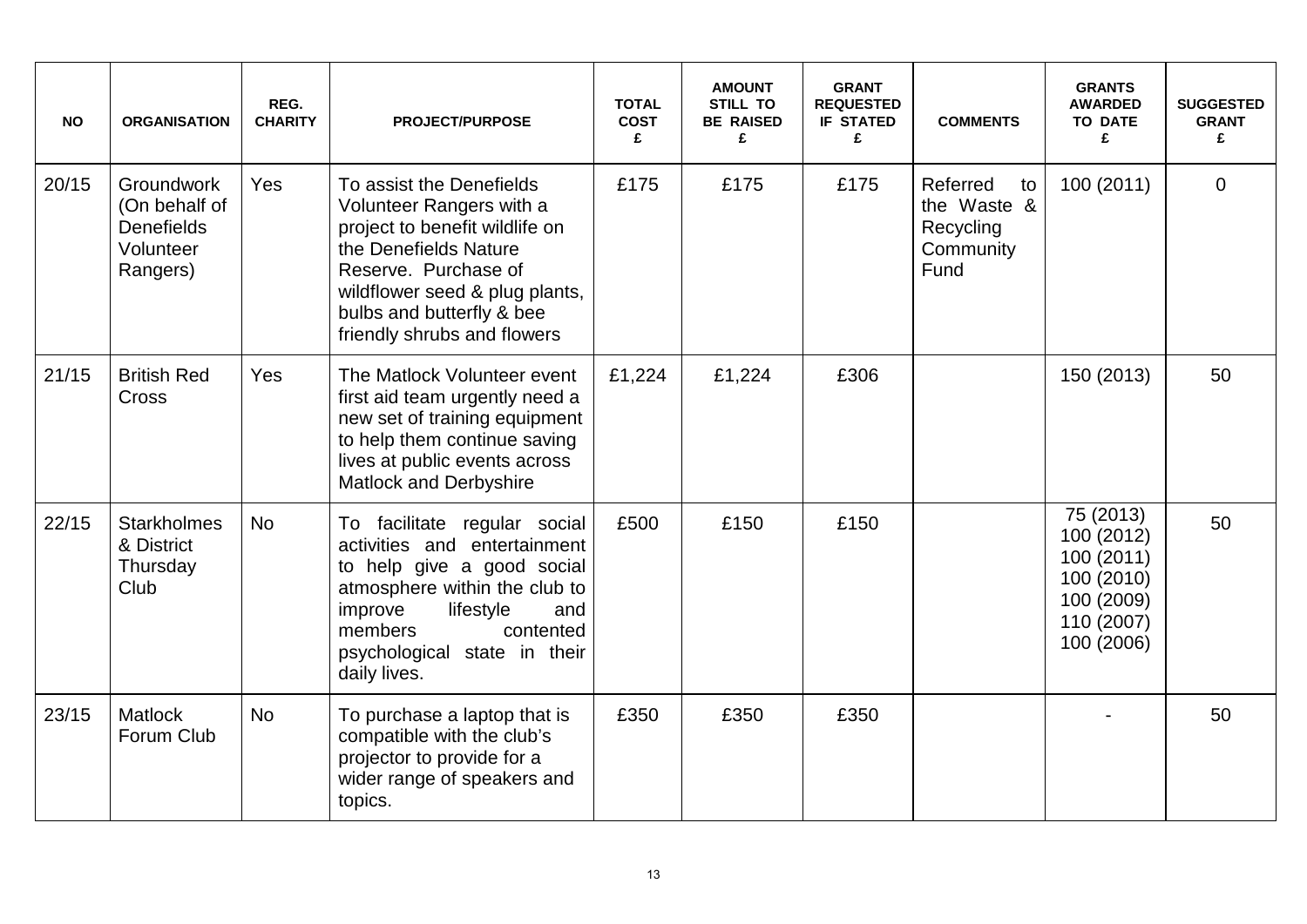| NO | ORGANISATION | REG. CHARITY | PROJECT/PURPOSE | TOTAL COST £ | AMOUNT STILL TO BE RAISED £ | GRANT REQUESTED IF STATED £ | COMMENTS | GRANTS AWARDED TO DATE £ | SUGGESTED GRANT £ |
|---|---|---|---|---|---|---|---|---|---|
| 20/15 | Groundwork (On behalf of Denefields Volunteer Rangers) | Yes | To assist the Denefields Volunteer Rangers with a project to benefit wildlife on the Denefields Nature Reserve. Purchase of wildflower seed & plug plants, bulbs and butterfly & bee friendly shrubs and flowers | £175 | £175 | £175 | Referred to the Waste & Recycling Community Fund | 100 (2011) | 0 |
| 21/15 | British Red Cross | Yes | The Matlock Volunteer event first aid team urgently need a new set of training equipment to help them continue saving lives at public events across Matlock and Derbyshire | £1,224 | £1,224 | £306 | | 150 (2013) | 50 |
| 22/15 | Starkholmes & District Thursday Club | No | To facilitate regular social activities and entertainment to help give a good social atmosphere within the club to improve lifestyle and members contented psychological state in their daily lives. | £500 | £150 | £150 | | 75 (2013) 100 (2012) 100 (2011) 100 (2010) 100 (2009) 110 (2007) 100 (2006) | 50 |
| 23/15 | Matlock Forum Club | No | To purchase a laptop that is compatible with the club's projector to provide for a wider range of speakers and topics. | £350 | £350 | £350 | | - | 50 |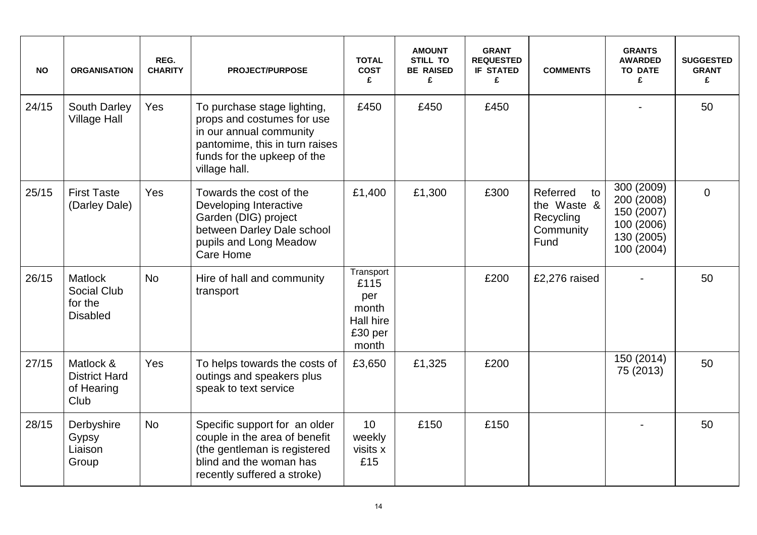| NO | ORGANISATION | REG. CHARITY | PROJECT/PURPOSE | TOTAL COST £ | AMOUNT STILL TO BE RAISED £ | GRANT REQUESTED IF STATED £ | COMMENTS | GRANTS AWARDED TO DATE £ | SUGGESTED GRANT £ |
|---|---|---|---|---|---|---|---|---|---|
| 24/15 | South Darley Village Hall | Yes | To purchase stage lighting, props and costumes for use in our annual community pantomime, this in turn raises funds for the upkeep of the village hall. | £450 | £450 | £450 | | - | 50 |
| 25/15 | First Taste (Darley Dale) | Yes | Towards the cost of the Developing Interactive Garden (DIG) project between Darley Dale school pupils and Long Meadow Care Home | £1,400 | £1,300 | £300 | Referred to the Waste & Recycling Community Fund | 300 (2009) 200 (2008) 150 (2007) 100 (2006) 130 (2005) 100 (2004) | 0 |
| 26/15 | Matlock Social Club for the Disabled | No | Hire of hall and community transport | Transport £115 per month Hall hire £30 per month | | £200 | £2,276 raised | - | 50 |
| 27/15 | Matlock & District Hard of Hearing Club | Yes | To helps towards the costs of outings and speakers plus speak to text service | £3,650 | £1,325 | £200 | | 150 (2014) 75 (2013) | 50 |
| 28/15 | Derbyshire Gypsy Liaison Group | No | Specific support for an older couple in the area of benefit (the gentleman is registered blind and the woman has recently suffered a stroke) | 10 weekly visits x £15 | £150 | £150 | | - | 50 |